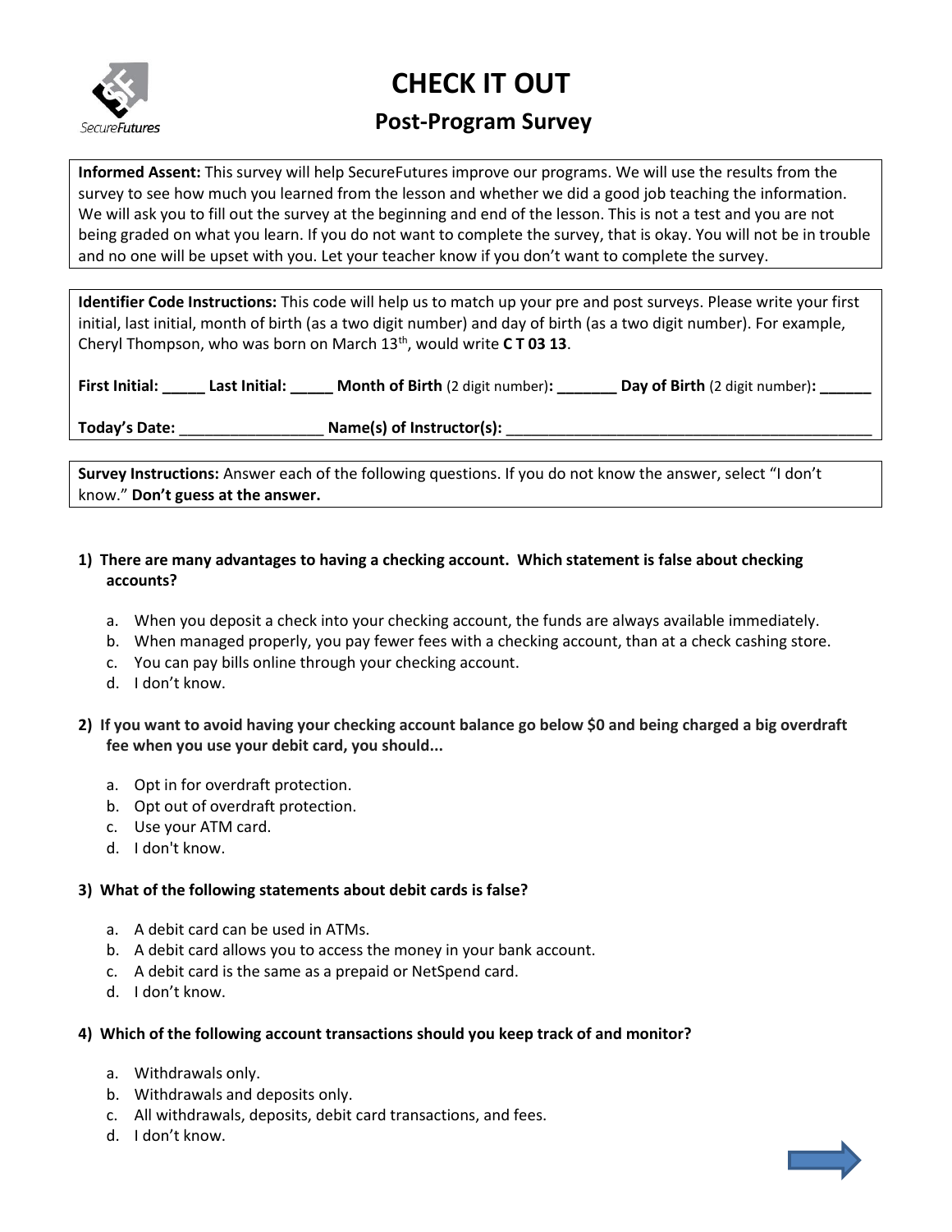# CHECK IT OUT

## Post-Program Survey

**Informed Assent:** This survey will help SecureFutures improve our programs. We will use the results from the survey to see how much you learned from the lesson and whether we did a good job teaching the information. We will ask you to fill out the survey at the beginning and end of the lesson. This is not a test and you are not being graded on what you learn. If you do not want to complete the survey, that is okay. You will not be in trouble and no one will be upset with you. Let your teacher know if you don't want to complete the survey.

**Identifier Code Instructions:** This code will help us to match up your pre and post surveys. Please write your first initial, last initial, month of birth (as a two digit number) and day of birth (as a two digit number). For example, Cheryl Thompson, who was born on March 13th, would write **C T 03 13**.

**First Initial:** _____ **Last Initial:** _____ **Month of Birth** (2 digit number)**:** _______ **Day of Birth** (2 digit number)**:** ______

**Today's Date:** _________________ **Name(s) of Instructor(s):** _____________________________________________

**Survey Instructions:** Answer each of the following questions. If you do not know the answer, select "I don't know." **Don't guess at the answer.**

**1) There are many advantages to having a checking account. Which statement is false about checking accounts?**

a. When you deposit a check into your checking account, the funds are always available immediately.
b. When managed properly, you pay fewer fees with a checking account, than at a check cashing store.
c. You can pay bills online through your checking account.
d. I don't know.

**2) If you want to avoid having your checking account balance go below $0 and being charged a big overdraft fee when you use your debit card, you should...**

a. Opt in for overdraft protection.
b. Opt out of overdraft protection.
c. Use your ATM card.
d. I don't know.

**3) What of the following statements about debit cards is false?**

a. A debit card can be used in ATMs.
b. A debit card allows you to access the money in your bank account.
c. A debit card is the same as a prepaid or NetSpend card.
d. I don't know.

**4) Which of the following account transactions should you keep track of and monitor?**

a. Withdrawals only.
b. Withdrawals and deposits only.
c. All withdrawals, deposits, debit card transactions, and fees.
d. I don't know.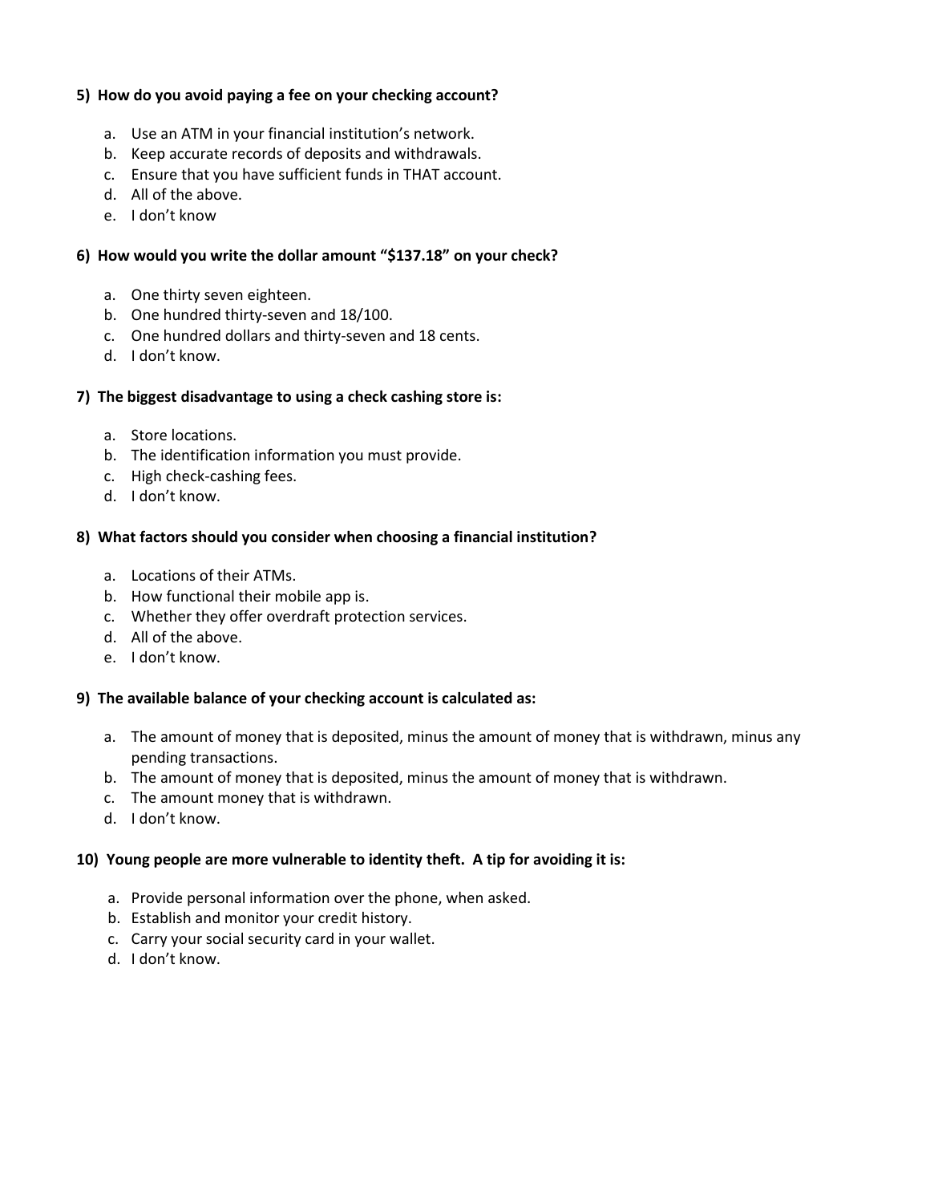**5) How do you avoid paying a fee on your checking account?**

a. Use an ATM in your financial institution's network.
b. Keep accurate records of deposits and withdrawals.
c. Ensure that you have sufficient funds in THAT account.
d. All of the above.
e. I don't know

**6) How would you write the dollar amount "$137.18" on your check?**

a. One thirty seven eighteen.
b. One hundred thirty-seven and 18/100.
c. One hundred dollars and thirty-seven and 18 cents.
d. I don't know.

**7) The biggest disadvantage to using a check cashing store is:**

a. Store locations.
b. The identification information you must provide.
c. High check-cashing fees.
d. I don't know.

**8) What factors should you consider when choosing a financial institution?**

a. Locations of their ATMs.
b. How functional their mobile app is.
c. Whether they offer overdraft protection services.
d. All of the above.
e. I don't know.

**9) The available balance of your checking account is calculated as:**

a. The amount of money that is deposited, minus the amount of money that is withdrawn, minus any pending transactions.
b. The amount of money that is deposited, minus the amount of money that is withdrawn.
c. The amount money that is withdrawn.
d. I don't know.

**10) Young people are more vulnerable to identity theft. A tip for avoiding it is:**

a. Provide personal information over the phone, when asked.
b. Establish and monitor your credit history.
c. Carry your social security card in your wallet.
d. I don't know.